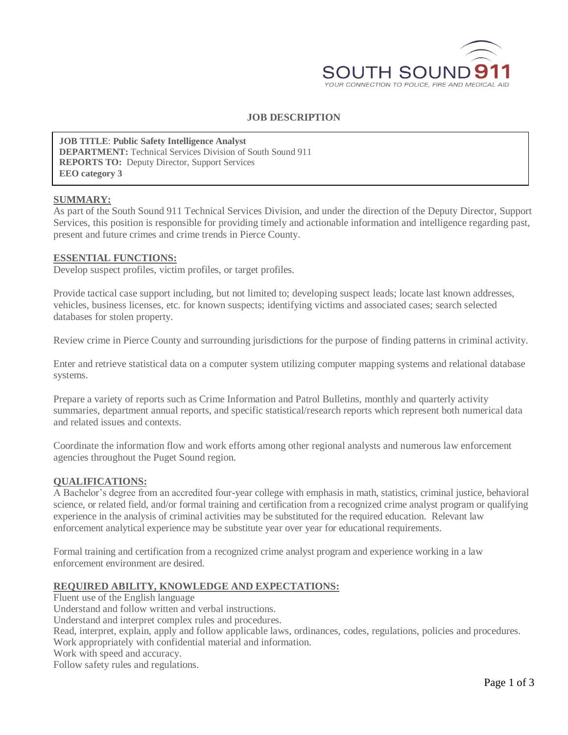SOUTH SOUND 911

YOUR CONNECTION TO POLICE, FIRE AND MEDICAL AID

# JOB DESCRIPTION

**JOB TITLE**: **Public Safety Intelligence Analyst**
**DEPARTMENT:** Technical Services Division of South Sound 911
**REPORTS TO:** Deputy Director, Support Services
**EEO category 3**

## SUMMARY:

As part of the South Sound 911 Technical Services Division, and under the direction of the Deputy Director, Support Services, this position is responsible for providing timely and actionable information and intelligence regarding past, present and future crimes and crime trends in Pierce County.

## ESSENTIAL FUNCTIONS:

Develop suspect profiles, victim profiles, or target profiles.

Provide tactical case support including, but not limited to; developing suspect leads; locate last known addresses, vehicles, business licenses, etc. for known suspects; identifying victims and associated cases; search selected databases for stolen property.

Review crime in Pierce County and surrounding jurisdictions for the purpose of finding patterns in criminal activity.

Enter and retrieve statistical data on a computer system utilizing computer mapping systems and relational database systems.

Prepare a variety of reports such as Crime Information and Patrol Bulletins, monthly and quarterly activity summaries, department annual reports, and specific statistical/research reports which represent both numerical data and related issues and contexts.

Coordinate the information flow and work efforts among other regional analysts and numerous law enforcement agencies throughout the Puget Sound region.

## QUALIFICATIONS:

A Bachelor's degree from an accredited four-year college with emphasis in math, statistics, criminal justice, behavioral science, or related field, and/or formal training and certification from a recognized crime analyst program or qualifying experience in the analysis of criminal activities may be substituted for the required education. Relevant law enforcement analytical experience may be substitute year over year for educational requirements.

Formal training and certification from a recognized crime analyst program and experience working in a law enforcement environment are desired.

## REQUIRED ABILITY, KNOWLEDGE AND EXPECTATIONS:

Fluent use of the English language
Understand and follow written and verbal instructions.
Understand and interpret complex rules and procedures.
Read, interpret, explain, apply and follow applicable laws, ordinances, codes, regulations, policies and procedures.
Work appropriately with confidential material and information.
Work with speed and accuracy.
Follow safety rules and regulations.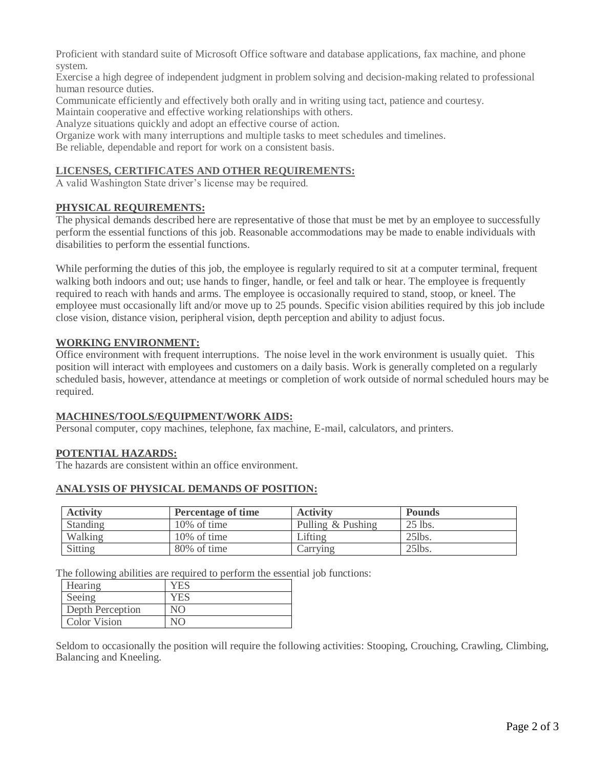Proficient with standard suite of Microsoft Office software and database applications, fax machine, and phone system.

Exercise a high degree of independent judgment in problem solving and decision-making related to professional human resource duties.

Communicate efficiently and effectively both orally and in writing using tact, patience and courtesy.

Maintain cooperative and effective working relationships with others.

Analyze situations quickly and adopt an effective course of action.

Organize work with many interruptions and multiple tasks to meet schedules and timelines.

Be reliable, dependable and report for work on a consistent basis.

## LICENSES, CERTIFICATES AND OTHER REQUIREMENTS:

A valid Washington State driver's license may be required.

## PHYSICAL REQUIREMENTS:

The physical demands described here are representative of those that must be met by an employee to successfully perform the essential functions of this job. Reasonable accommodations may be made to enable individuals with disabilities to perform the essential functions.

While performing the duties of this job, the employee is regularly required to sit at a computer terminal, frequent walking both indoors and out; use hands to finger, handle, or feel and talk or hear. The employee is frequently required to reach with hands and arms. The employee is occasionally required to stand, stoop, or kneel. The employee must occasionally lift and/or move up to 25 pounds. Specific vision abilities required by this job include close vision, distance vision, peripheral vision, depth perception and ability to adjust focus.

## WORKING ENVIRONMENT:

Office environment with frequent interruptions. The noise level in the work environment is usually quiet. This position will interact with employees and customers on a daily basis. Work is generally completed on a regularly scheduled basis, however, attendance at meetings or completion of work outside of normal scheduled hours may be required.

## MACHINES/TOOLS/EQUIPMENT/WORK AIDS:

Personal computer, copy machines, telephone, fax machine, E-mail, calculators, and printers.

## POTENTIAL HAZARDS:

The hazards are consistent within an office environment.

## ANALYSIS OF PHYSICAL DEMANDS OF POSITION:

| Activity | Percentage of time | Activity | Pounds |
|---|---|---|---|
| Standing | 10% of time | Pulling & Pushing | 25 lbs. |
| Walking | 10% of time | Lifting | 25lbs. |
| Sitting | 80% of time | Carrying | 25lbs. |

The following abilities are required to perform the essential job functions:

| Ability | Required |
|---|---|
| Hearing | YES |
| Seeing | YES |
| Depth Perception | NO |
| Color Vision | NO |

Seldom to occasionally the position will require the following activities: Stooping, Crouching, Crawling, Climbing, Balancing and Kneeling.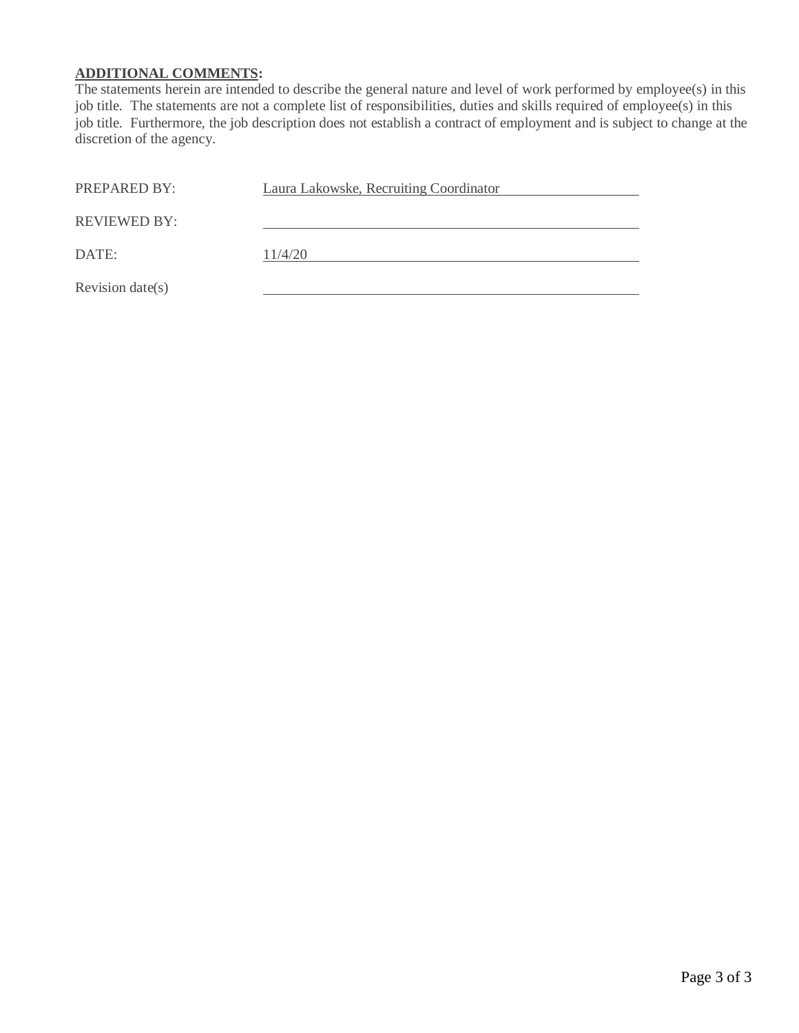**ADDITIONAL COMMENTS:**

The statements herein are intended to describe the general nature and level of work performed by employee(s) in this job title. The statements are not a complete list of responsibilities, duties and skills required of employee(s) in this job title. Furthermore, the job description does not establish a contract of employment and is subject to change at the discretion of the agency.

| | |
|---|---|
| PREPARED BY: | Laura Lakowske, Recruiting Coordinator |
| REVIEWED BY: | |
| DATE: | 11/4/20 |
| Revision date(s) | |